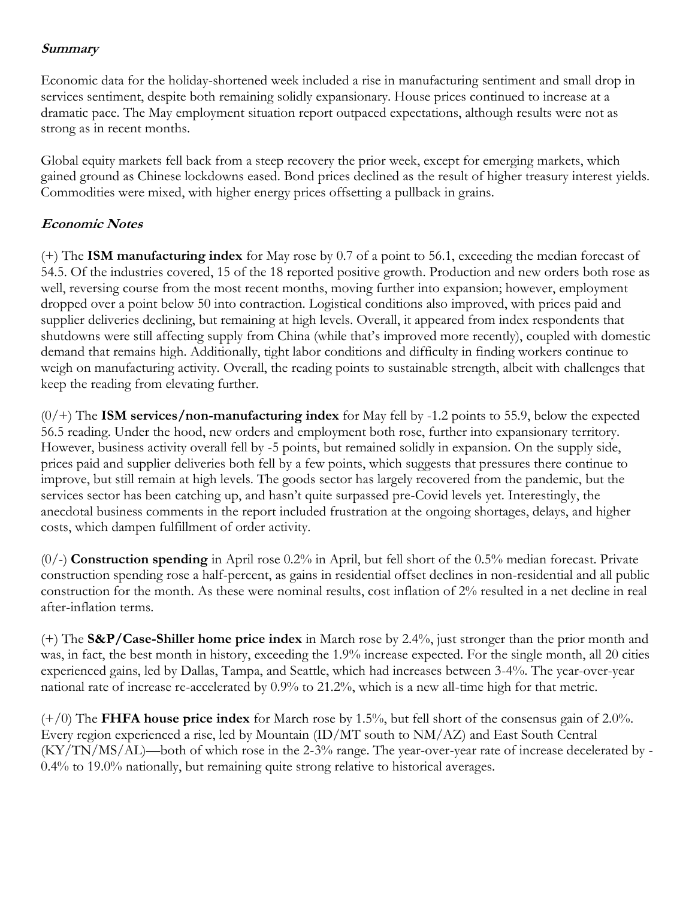### ***Summary***

Economic data for the holiday-shortened week included a rise in manufacturing sentiment and small drop in services sentiment, despite both remaining solidly expansionary. House prices continued to increase at a dramatic pace. The May employment situation report outpaced expectations, although results were not as strong as in recent months.

Global equity markets fell back from a steep recovery the prior week, except for emerging markets, which gained ground as Chinese lockdowns eased. Bond prices declined as the result of higher treasury interest yields. Commodities were mixed, with higher energy prices offsetting a pullback in grains.

### ***Economic Notes***

(+) The **ISM manufacturing index** for May rose by 0.7 of a point to 56.1, exceeding the median forecast of 54.5. Of the industries covered, 15 of the 18 reported positive growth. Production and new orders both rose as well, reversing course from the most recent months, moving further into expansion; however, employment dropped over a point below 50 into contraction. Logistical conditions also improved, with prices paid and supplier deliveries declining, but remaining at high levels. Overall, it appeared from index respondents that shutdowns were still affecting supply from China (while that's improved more recently), coupled with domestic demand that remains high. Additionally, tight labor conditions and difficulty in finding workers continue to weigh on manufacturing activity. Overall, the reading points to sustainable strength, albeit with challenges that keep the reading from elevating further.

(0/+) The **ISM services/non-manufacturing index** for May fell by -1.2 points to 55.9, below the expected 56.5 reading. Under the hood, new orders and employment both rose, further into expansionary territory. However, business activity overall fell by -5 points, but remained solidly in expansion. On the supply side, prices paid and supplier deliveries both fell by a few points, which suggests that pressures there continue to improve, but still remain at high levels. The goods sector has largely recovered from the pandemic, but the services sector has been catching up, and hasn't quite surpassed pre-Covid levels yet. Interestingly, the anecdotal business comments in the report included frustration at the ongoing shortages, delays, and higher costs, which dampen fulfillment of order activity.

(0/-) **Construction spending** in April rose 0.2% in April, but fell short of the 0.5% median forecast. Private construction spending rose a half-percent, as gains in residential offset declines in non-residential and all public construction for the month. As these were nominal results, cost inflation of 2% resulted in a net decline in real after-inflation terms.

(+) The **S&P/Case-Shiller home price index** in March rose by 2.4%, just stronger than the prior month and was, in fact, the best month in history, exceeding the 1.9% increase expected. For the single month, all 20 cities experienced gains, led by Dallas, Tampa, and Seattle, which had increases between 3-4%. The year-over-year national rate of increase re-accelerated by 0.9% to 21.2%, which is a new all-time high for that metric.

(+/0) The **FHFA house price index** for March rose by 1.5%, but fell short of the consensus gain of 2.0%. Every region experienced a rise, led by Mountain (ID/MT south to NM/AZ) and East South Central (KY/TN/MS/AL)—both of which rose in the 2-3% range. The year-over-year rate of increase decelerated by -0.4% to 19.0% nationally, but remaining quite strong relative to historical averages.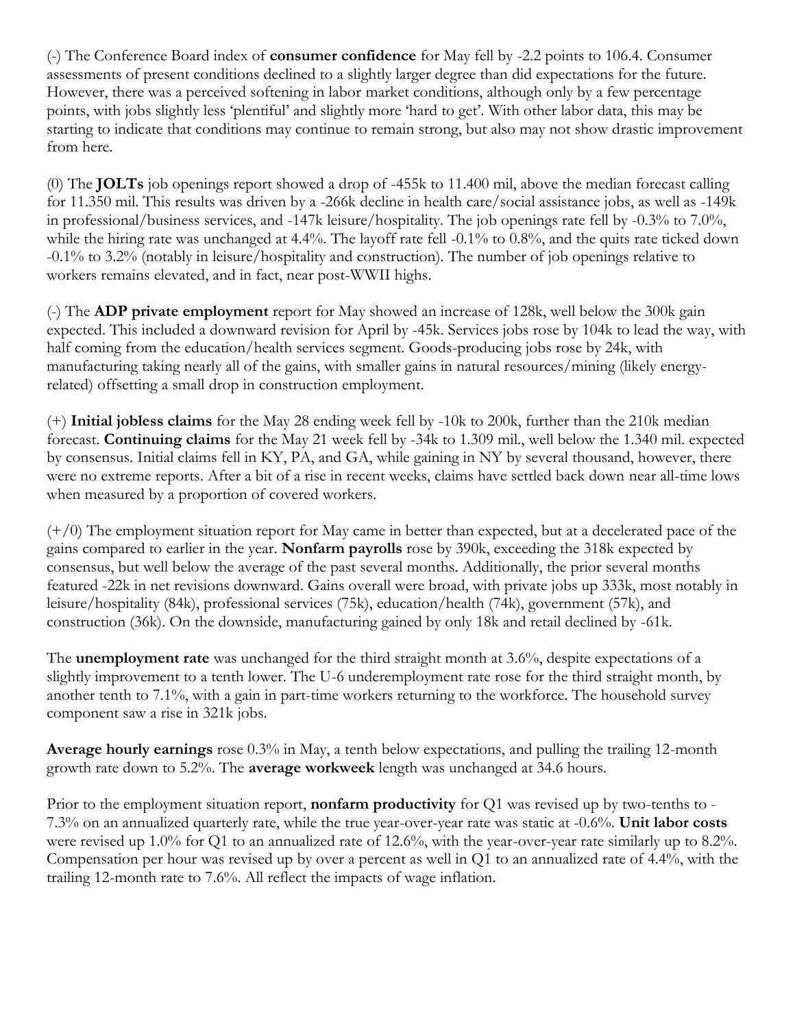(-) The Conference Board index of **consumer confidence** for May fell by -2.2 points to 106.4. Consumer assessments of present conditions declined to a slightly larger degree than did expectations for the future. However, there was a perceived softening in labor market conditions, although only by a few percentage points, with jobs slightly less 'plentiful' and slightly more 'hard to get'. With other labor data, this may be starting to indicate that conditions may continue to remain strong, but also may not show drastic improvement from here.

(0) The **JOLTs** job openings report showed a drop of -455k to 11.400 mil, above the median forecast calling for 11.350 mil. This results was driven by a -266k decline in health care/social assistance jobs, as well as -149k in professional/business services, and -147k leisure/hospitality. The job openings rate fell by -0.3% to 7.0%, while the hiring rate was unchanged at 4.4%. The layoff rate fell -0.1% to 0.8%, and the quits rate ticked down -0.1% to 3.2% (notably in leisure/hospitality and construction). The number of job openings relative to workers remains elevated, and in fact, near post-WWII highs.

(-) The **ADP private employment** report for May showed an increase of 128k, well below the 300k gain expected. This included a downward revision for April by -45k. Services jobs rose by 104k to lead the way, with half coming from the education/health services segment. Goods-producing jobs rose by 24k, with manufacturing taking nearly all of the gains, with smaller gains in natural resources/mining (likely energy-related) offsetting a small drop in construction employment.

(+) **Initial jobless claims** for the May 28 ending week fell by -10k to 200k, further than the 210k median forecast. **Continuing claims** for the May 21 week fell by -34k to 1.309 mil., well below the 1.340 mil. expected by consensus. Initial claims fell in KY, PA, and GA, while gaining in NY by several thousand, however, there were no extreme reports. After a bit of a rise in recent weeks, claims have settled back down near all-time lows when measured by a proportion of covered workers.

(+/0) The employment situation report for May came in better than expected, but at a decelerated pace of the gains compared to earlier in the year. **Nonfarm payrolls** rose by 390k, exceeding the 318k expected by consensus, but well below the average of the past several months. Additionally, the prior several months featured -22k in net revisions downward. Gains overall were broad, with private jobs up 333k, most notably in leisure/hospitality (84k), professional services (75k), education/health (74k), government (57k), and construction (36k). On the downside, manufacturing gained by only 18k and retail declined by -61k.

The **unemployment rate** was unchanged for the third straight month at 3.6%, despite expectations of a slightly improvement to a tenth lower. The U-6 underemployment rate rose for the third straight month, by another tenth to 7.1%, with a gain in part-time workers returning to the workforce. The household survey component saw a rise in 321k jobs.

**Average hourly earnings** rose 0.3% in May, a tenth below expectations, and pulling the trailing 12-month growth rate down to 5.2%. The **average workweek** length was unchanged at 34.6 hours.

Prior to the employment situation report, **nonfarm productivity** for Q1 was revised up by two-tenths to -7.3% on an annualized quarterly rate, while the true year-over-year rate was static at -0.6%. **Unit labor costs** were revised up 1.0% for Q1 to an annualized rate of 12.6%, with the year-over-year rate similarly up to 8.2%. Compensation per hour was revised up by over a percent as well in Q1 to an annualized rate of 4.4%, with the trailing 12-month rate to 7.6%. All reflect the impacts of wage inflation.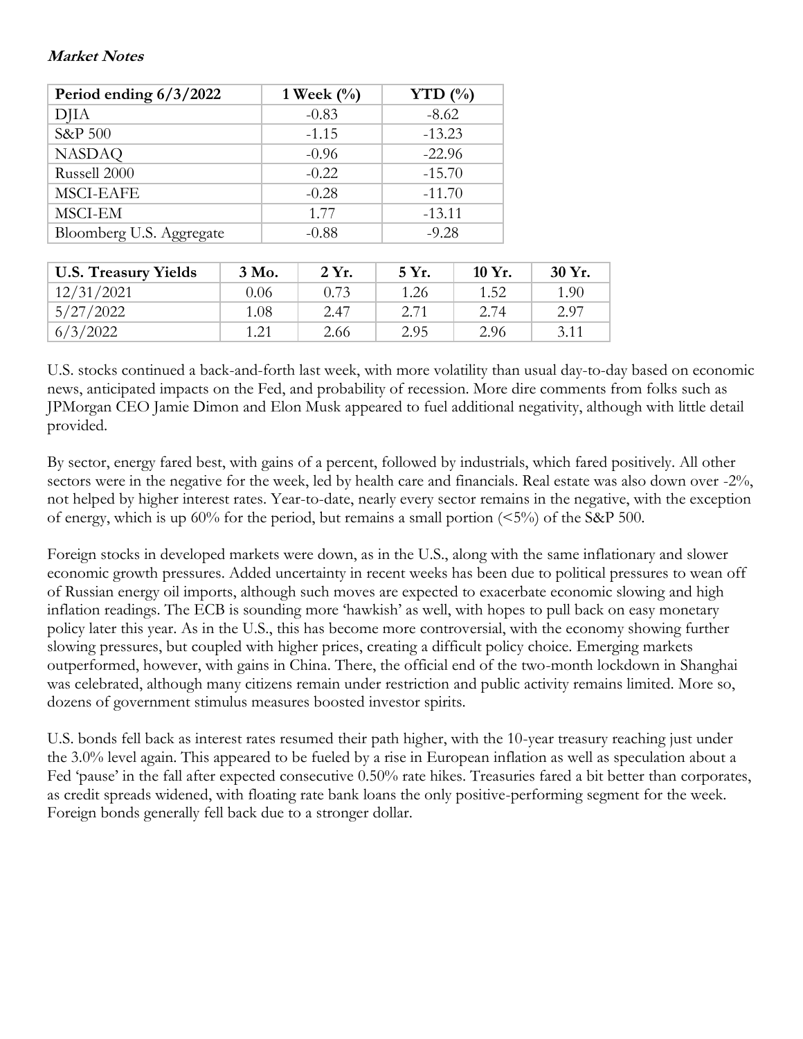***Market Notes***

| Period ending 6/3/2022 | 1 Week (%) | YTD (%) |
|---|---|---|
| DJIA | -0.83 | -8.62 |
| S&P 500 | -1.15 | -13.23 |
| NASDAQ | -0.96 | -22.96 |
| Russell 2000 | -0.22 | -15.70 |
| MSCI-EAFE | -0.28 | -11.70 |
| MSCI-EM | 1.77 | -13.11 |
| Bloomberg U.S. Aggregate | -0.88 | -9.28 |

| U.S. Treasury Yields | 3 Mo. | 2 Yr. | 5 Yr. | 10 Yr. | 30 Yr. |
|---|---|---|---|---|---|
| 12/31/2021 | 0.06 | 0.73 | 1.26 | 1.52 | 1.90 |
| 5/27/2022 | 1.08 | 2.47 | 2.71 | 2.74 | 2.97 |
| 6/3/2022 | 1.21 | 2.66 | 2.95 | 2.96 | 3.11 |

U.S. stocks continued a back-and-forth last week, with more volatility than usual day-to-day based on economic news, anticipated impacts on the Fed, and probability of recession. More dire comments from folks such as JPMorgan CEO Jamie Dimon and Elon Musk appeared to fuel additional negativity, although with little detail provided.

By sector, energy fared best, with gains of a percent, followed by industrials, which fared positively. All other sectors were in the negative for the week, led by health care and financials. Real estate was also down over -2%, not helped by higher interest rates. Year-to-date, nearly every sector remains in the negative, with the exception of energy, which is up 60% for the period, but remains a small portion (<5%) of the S&P 500.

Foreign stocks in developed markets were down, as in the U.S., along with the same inflationary and slower economic growth pressures. Added uncertainty in recent weeks has been due to political pressures to wean off of Russian energy oil imports, although such moves are expected to exacerbate economic slowing and high inflation readings. The ECB is sounding more 'hawkish' as well, with hopes to pull back on easy monetary policy later this year. As in the U.S., this has become more controversial, with the economy showing further slowing pressures, but coupled with higher prices, creating a difficult policy choice. Emerging markets outperformed, however, with gains in China. There, the official end of the two-month lockdown in Shanghai was celebrated, although many citizens remain under restriction and public activity remains limited. More so, dozens of government stimulus measures boosted investor spirits.

U.S. bonds fell back as interest rates resumed their path higher, with the 10-year treasury reaching just under the 3.0% level again. This appeared to be fueled by a rise in European inflation as well as speculation about a Fed 'pause' in the fall after expected consecutive 0.50% rate hikes. Treasuries fared a bit better than corporates, as credit spreads widened, with floating rate bank loans the only positive-performing segment for the week. Foreign bonds generally fell back due to a stronger dollar.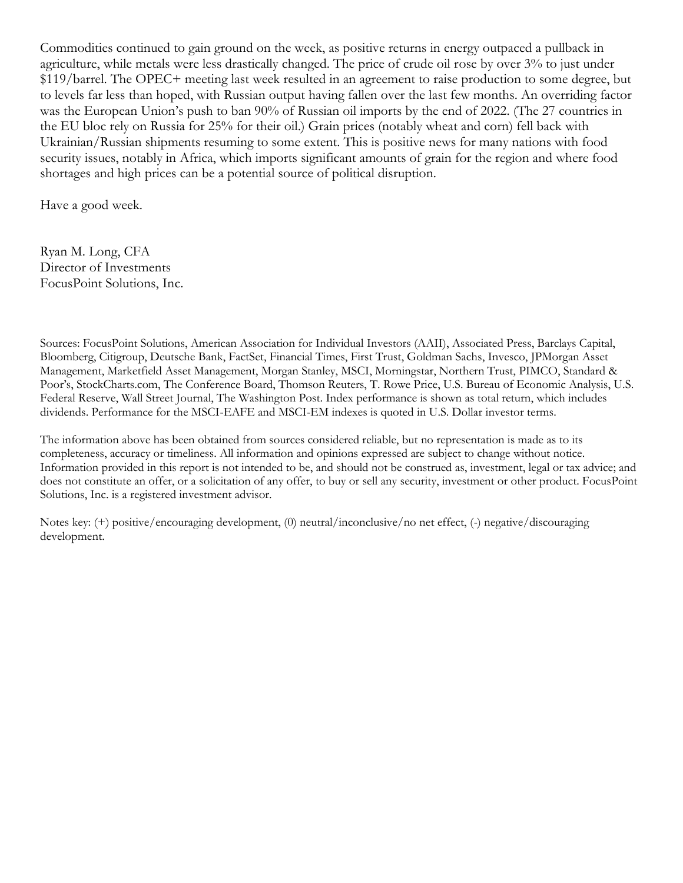Commodities continued to gain ground on the week, as positive returns in energy outpaced a pullback in agriculture, while metals were less drastically changed. The price of crude oil rose by over 3% to just under $119/barrel. The OPEC+ meeting last week resulted in an agreement to raise production to some degree, but to levels far less than hoped, with Russian output having fallen over the last few months. An overriding factor was the European Union's push to ban 90% of Russian oil imports by the end of 2022. (The 27 countries in the EU bloc rely on Russia for 25% for their oil.) Grain prices (notably wheat and corn) fell back with Ukrainian/Russian shipments resuming to some extent. This is positive news for many nations with food security issues, notably in Africa, which imports significant amounts of grain for the region and where food shortages and high prices can be a potential source of political disruption.

Have a good week.

Ryan M. Long, CFA
Director of Investments
FocusPoint Solutions, Inc.

Sources: FocusPoint Solutions, American Association for Individual Investors (AAII), Associated Press, Barclays Capital, Bloomberg, Citigroup, Deutsche Bank, FactSet, Financial Times, First Trust, Goldman Sachs, Invesco, JPMorgan Asset Management, Marketfield Asset Management, Morgan Stanley, MSCI, Morningstar, Northern Trust, PIMCO, Standard & Poor's, StockCharts.com, The Conference Board, Thomson Reuters, T. Rowe Price, U.S. Bureau of Economic Analysis, U.S. Federal Reserve, Wall Street Journal, The Washington Post. Index performance is shown as total return, which includes dividends. Performance for the MSCI-EAFE and MSCI-EM indexes is quoted in U.S. Dollar investor terms.

The information above has been obtained from sources considered reliable, but no representation is made as to its completeness, accuracy or timeliness. All information and opinions expressed are subject to change without notice. Information provided in this report is not intended to be, and should not be construed as, investment, legal or tax advice; and does not constitute an offer, or a solicitation of any offer, to buy or sell any security, investment or other product. FocusPoint Solutions, Inc. is a registered investment advisor.

Notes key: (+) positive/encouraging development, (0) neutral/inconclusive/no net effect, (-) negative/discouraging development.